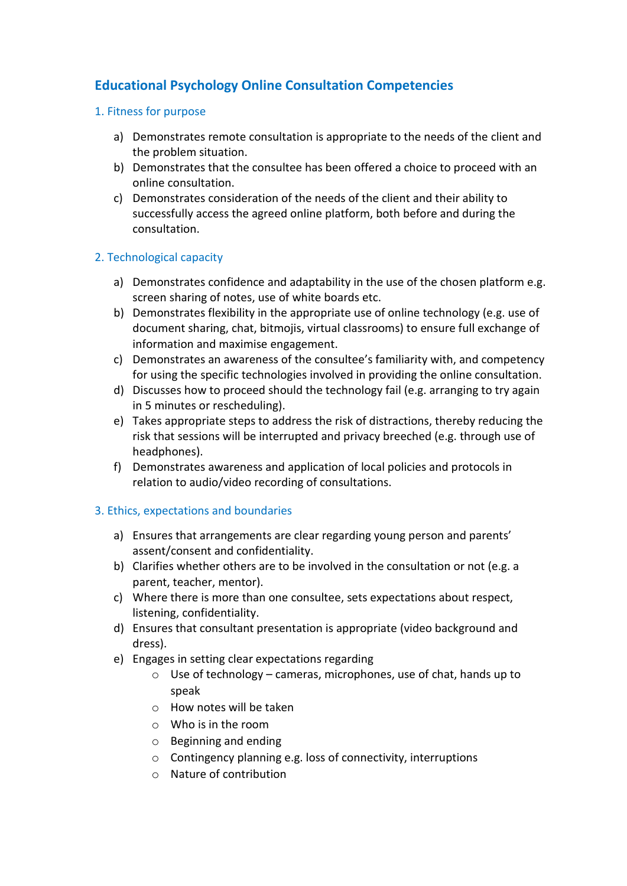# Educational Psychology Online Consultation Competencies

## 1. Fitness for purpose

a) Demonstrates remote consultation is appropriate to the needs of the client and the problem situation.
b) Demonstrates that the consultee has been offered a choice to proceed with an online consultation.
c) Demonstrates consideration of the needs of the client and their ability to successfully access the agreed online platform, both before and during the consultation.

## 2. Technological capacity

a) Demonstrates confidence and adaptability in the use of the chosen platform e.g. screen sharing of notes, use of white boards etc.
b) Demonstrates flexibility in the appropriate use of online technology (e.g. use of document sharing, chat, bitmojis, virtual classrooms) to ensure full exchange of information and maximise engagement.
c) Demonstrates an awareness of the consultee's familiarity with, and competency for using the specific technologies involved in providing the online consultation.
d) Discusses how to proceed should the technology fail (e.g. arranging to try again in 5 minutes or rescheduling).
e) Takes appropriate steps to address the risk of distractions, thereby reducing the risk that sessions will be interrupted and privacy breeched (e.g. through use of headphones).
f) Demonstrates awareness and application of local policies and protocols in relation to audio/video recording of consultations.

## 3. Ethics, expectations and boundaries

a) Ensures that arrangements are clear regarding young person and parents' assent/consent and confidentiality.
b) Clarifies whether others are to be involved in the consultation or not (e.g. a parent, teacher, mentor).
c) Where there is more than one consultee, sets expectations about respect, listening, confidentiality.
d) Ensures that consultant presentation is appropriate (video background and dress).
e) Engages in setting clear expectations regarding
    - Use of technology – cameras, microphones, use of chat, hands up to speak
    - How notes will be taken
    - Who is in the room
    - Beginning and ending
    - Contingency planning e.g. loss of connectivity, interruptions
    - Nature of contribution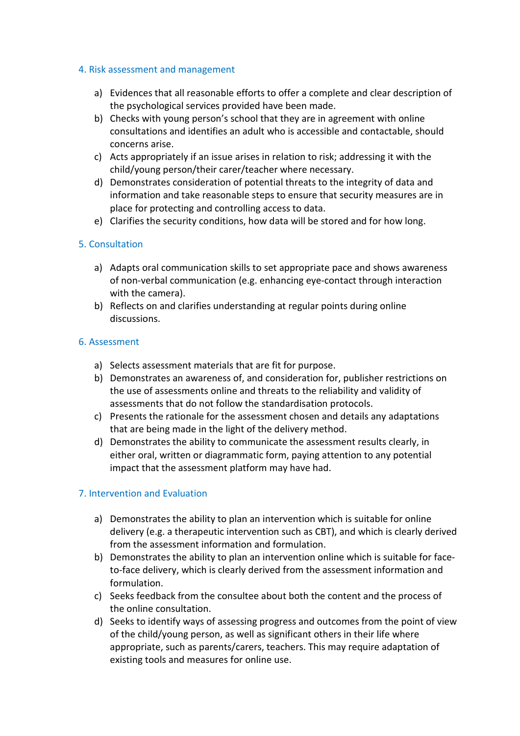## 4. Risk assessment and management

a) Evidences that all reasonable efforts to offer a complete and clear description of the psychological services provided have been made.
b) Checks with young person's school that they are in agreement with online consultations and identifies an adult who is accessible and contactable, should concerns arise.
c) Acts appropriately if an issue arises in relation to risk; addressing it with the child/young person/their carer/teacher where necessary.
d) Demonstrates consideration of potential threats to the integrity of data and information and take reasonable steps to ensure that security measures are in place for protecting and controlling access to data.
e) Clarifies the security conditions, how data will be stored and for how long.

## 5. Consultation

a) Adapts oral communication skills to set appropriate pace and shows awareness of non-verbal communication (e.g. enhancing eye-contact through interaction with the camera).
b) Reflects on and clarifies understanding at regular points during online discussions.

## 6. Assessment

a) Selects assessment materials that are fit for purpose.
b) Demonstrates an awareness of, and consideration for, publisher restrictions on the use of assessments online and threats to the reliability and validity of assessments that do not follow the standardisation protocols.
c) Presents the rationale for the assessment chosen and details any adaptations that are being made in the light of the delivery method.
d) Demonstrates the ability to communicate the assessment results clearly, in either oral, written or diagrammatic form, paying attention to any potential impact that the assessment platform may have had.

## 7. Intervention and Evaluation

a) Demonstrates the ability to plan an intervention which is suitable for online delivery (e.g. a therapeutic intervention such as CBT), and which is clearly derived from the assessment information and formulation.
b) Demonstrates the ability to plan an intervention online which is suitable for face-to-face delivery, which is clearly derived from the assessment information and formulation.
c) Seeks feedback from the consultee about both the content and the process of the online consultation.
d) Seeks to identify ways of assessing progress and outcomes from the point of view of the child/young person, as well as significant others in their life where appropriate, such as parents/carers, teachers. This may require adaptation of existing tools and measures for online use.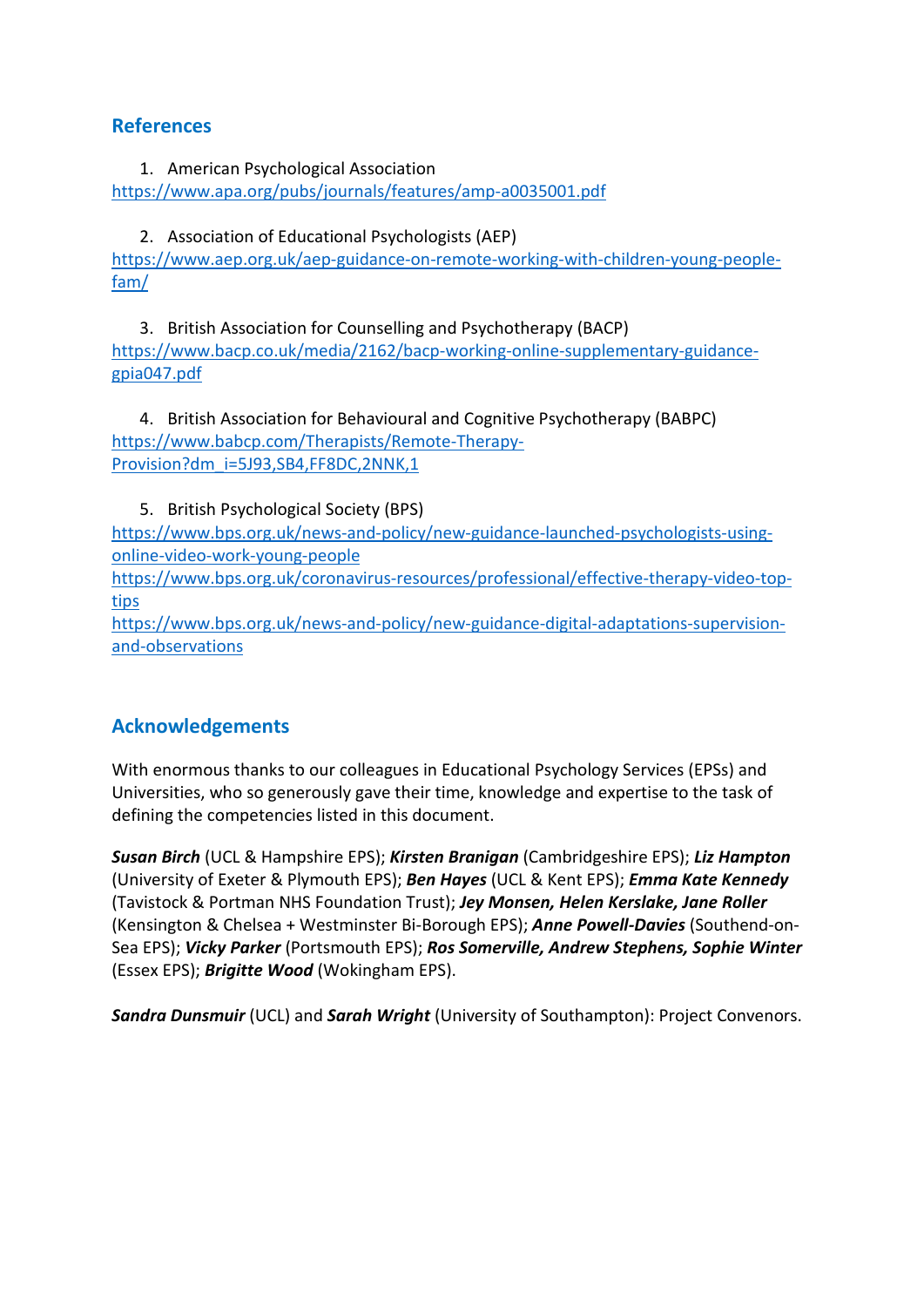## References

1. American Psychological Association
https://www.apa.org/pubs/journals/features/amp-a0035001.pdf

2. Association of Educational Psychologists (AEP)
https://www.aep.org.uk/aep-guidance-on-remote-working-with-children-young-people-fam/

3. British Association for Counselling and Psychotherapy (BACP)
https://www.bacp.co.uk/media/2162/bacp-working-online-supplementary-guidance-gpia047.pdf

4. British Association for Behavioural and Cognitive Psychotherapy (BABPC)
https://www.babcp.com/Therapists/Remote-Therapy-Provision?dm_i=5J93,SB4,FF8DC,2NNK,1

5. British Psychological Society (BPS)
https://www.bps.org.uk/news-and-policy/new-guidance-launched-psychologists-using-online-video-work-young-people
https://www.bps.org.uk/coronavirus-resources/professional/effective-therapy-video-top-tips
https://www.bps.org.uk/news-and-policy/new-guidance-digital-adaptations-supervision-and-observations

## Acknowledgements

With enormous thanks to our colleagues in Educational Psychology Services (EPSs) and Universities, who so generously gave their time, knowledge and expertise to the task of defining the competencies listed in this document.

***Susan Birch*** (UCL & Hampshire EPS); ***Kirsten Branigan*** (Cambridgeshire EPS); ***Liz Hampton*** (University of Exeter & Plymouth EPS); ***Ben Hayes*** (UCL & Kent EPS); ***Emma Kate Kennedy*** (Tavistock & Portman NHS Foundation Trust); ***Jey Monsen, Helen Kerslake, Jane Roller*** (Kensington & Chelsea + Westminster Bi-Borough EPS); ***Anne Powell-Davies*** (Southend-on-Sea EPS); ***Vicky Parker*** (Portsmouth EPS); ***Ros Somerville, Andrew Stephens, Sophie Winter*** (Essex EPS); ***Brigitte Wood*** (Wokingham EPS).

***Sandra Dunsmuir*** (UCL) and ***Sarah Wright*** (University of Southampton): Project Convenors.